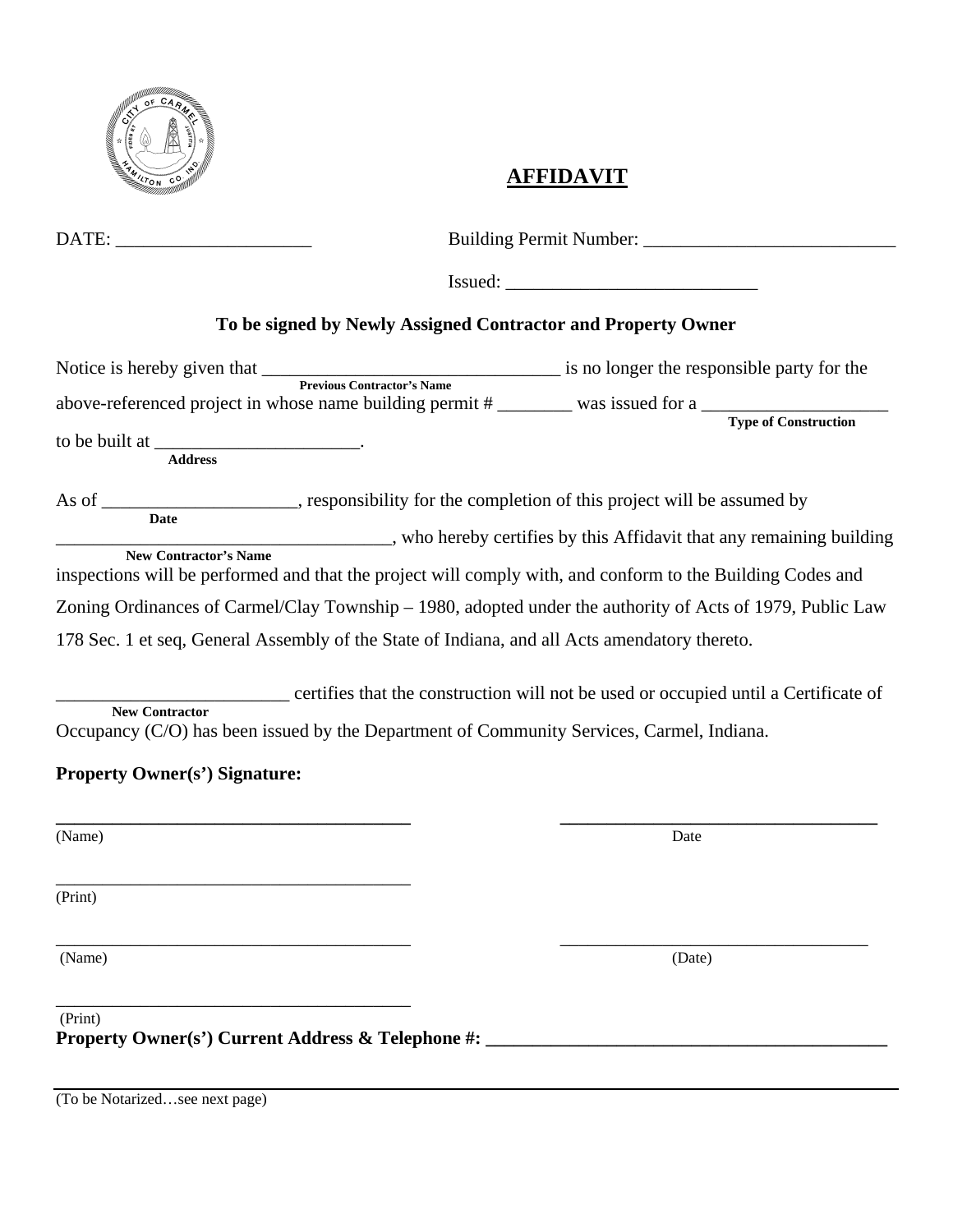# AFFIDAVIT

DATE: ____________________ Building Permit Number: __________________________

Issued: __________________________

**To be signed by Newly Assigned Contractor and Property Owner**

Notice is hereby given that _______________________________ is no longer the responsible party for the
**Previous Contractor's Name**
above-referenced project in whose name building permit # ________ was issued for a ___________________
**Type of Construction**
to be built at _____________________.
**Address**

As of ____________________, responsibility for the completion of this project will be assumed by
**Date**
___________________________________, who hereby certifies by this Affidavit that any remaining building
**New Contractor's Name**
inspections will be performed and that the project will comply with, and conform to the Building Codes and Zoning Ordinances of Carmel/Clay Township – 1980, adopted under the authority of Acts of 1979, Public Law 178 Sec. 1 et seq, General Assembly of the State of Indiana, and all Acts amendatory thereto.

________________________ certifies that the construction will not be used or occupied until a Certificate of
**New Contractor**
Occupancy (C/O) has been issued by the Department of Community Services, Carmel, Indiana.

**Property Owner(s') Signature:**

_____________________________________ _________________________________
(Name) Date

_____________________________________
(Print)

_____________________________________ _________________________________
(Name) (Date)

_____________________________________
(Print)

**Property Owner(s') Current Address & Telephone #: ________________________________________**

(To be Notarized…see next page)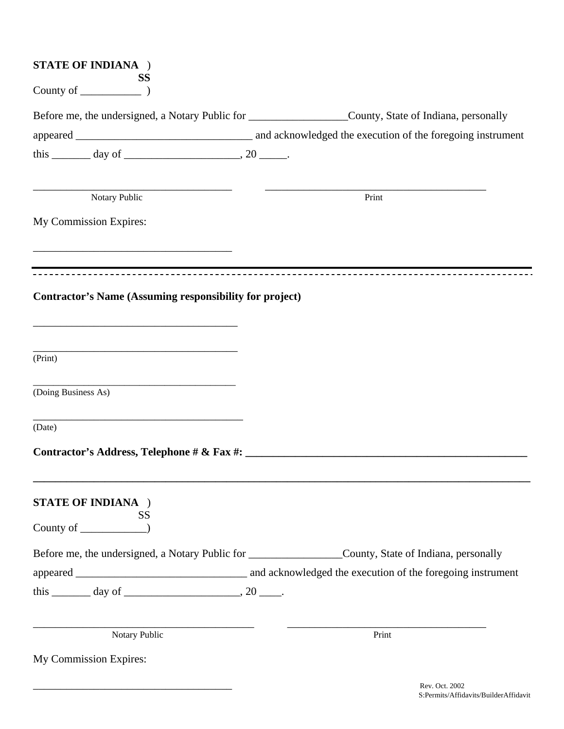**STATE OF INDIANA** )
**SS**
County of ___________ )

Before me, the undersigned, a Notary Public for _________________County, State of Indiana, personally appeared _______________________________ and acknowledged the execution of the foregoing instrument this _______ day of ____________________, 20 _____.

____________________________________ ________________________________________
Notary Public Print

My Commission Expires:

____________________________________

---

**Contractor's Name (Assuming responsibility for project)**

_____________________________________

_____________________________________
(Print)

_____________________________________
(Doing Business As)

_____________________________________
(Date)

**Contractor's Address, Telephone # & Fax #: ______________________________________________**

---

**STATE OF INDIANA** )
SS
County of ____________)

Before me, the undersigned, a Notary Public for ________________County, State of Indiana, personally appeared _______________________________ and acknowledged the execution of the foregoing instrument this _______ day of ____________________, 20 ____.

________________________________________ ____________________________________
Notary Public Print

My Commission Expires:

____________________________________

Rev. Oct. 2002
S:Permits/Affidavits/BuilderAffidavit